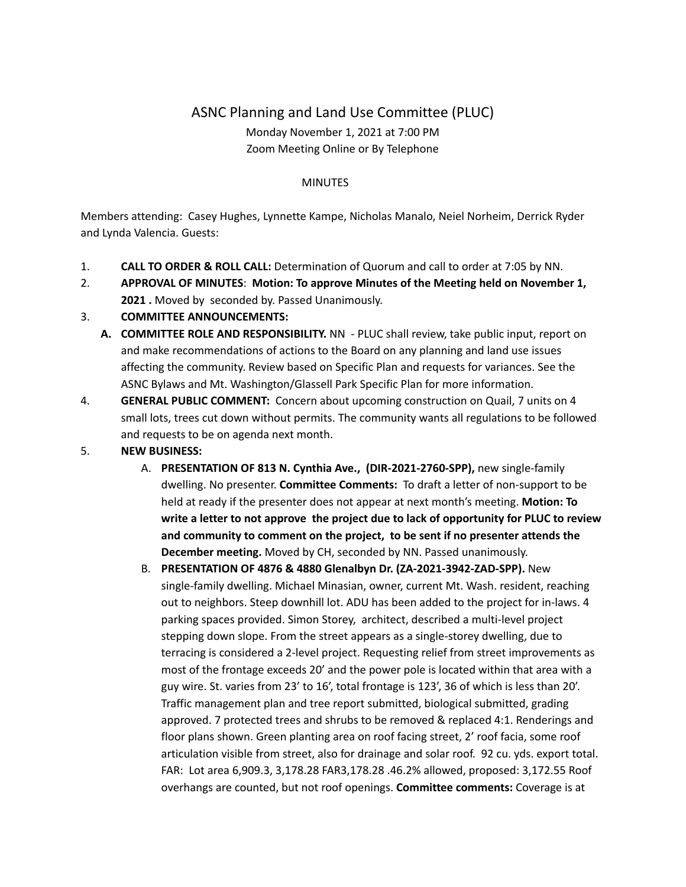# ASNC Planning and Land Use Committee (PLUC)

Monday November 1, 2021 at 7:00 PM
Zoom Meeting Online or By Telephone

MINUTES

Members attending: Casey Hughes, Lynnette Kampe, Nicholas Manalo, Neiel Norheim, Derrick Ryder and Lynda Valencia. Guests:

1. **CALL TO ORDER & ROLL CALL:** Determination of Quorum and call to order at 7:05 by NN.
2. **APPROVAL OF MINUTES**: **Motion: To approve Minutes of the Meeting held on November 1, 2021 .** Moved by seconded by. Passed Unanimously.
3. **COMMITTEE ANNOUNCEMENTS:**
   - **A. COMMITTEE ROLE AND RESPONSIBILITY.** NN - PLUC shall review, take public input, report on and make recommendations of actions to the Board on any planning and land use issues affecting the community. Review based on Specific Plan and requests for variances. See the ASNC Bylaws and Mt. Washington/Glassell Park Specific Plan for more information.
4. **GENERAL PUBLIC COMMENT:** Concern about upcoming construction on Quail, 7 units on 4 small lots, trees cut down without permits. The community wants all regulations to be followed and requests to be on agenda next month.
5. **NEW BUSINESS:**
   - A. **PRESENTATION OF 813 N. Cynthia Ave., (DIR-2021-2760-SPP),** new single-family dwelling. No presenter. **Committee Comments:** To draft a letter of non-support to be held at ready if the presenter does not appear at next month's meeting. **Motion: To write a letter to not approve the project due to lack of opportunity for PLUC to review and community to comment on the project, to be sent if no presenter attends the December meeting.** Moved by CH, seconded by NN. Passed unanimously.
   - B. **PRESENTATION OF 4876 & 4880 Glenalbyn Dr. (ZA-2021-3942-ZAD-SPP).** New single-family dwelling. Michael Minasian, owner, current Mt. Wash. resident, reaching out to neighbors. Steep downhill lot. ADU has been added to the project for in-laws. 4 parking spaces provided. Simon Storey, architect, described a multi-level project stepping down slope. From the street appears as a single-storey dwelling, due to terracing is considered a 2-level project. Requesting relief from street improvements as most of the frontage exceeds 20' and the power pole is located within that area with a guy wire. St. varies from 23' to 16', total frontage is 123', 36 of which is less than 20'. Traffic management plan and tree report submitted, biological submitted, grading approved. 7 protected trees and shrubs to be removed & replaced 4:1. Renderings and floor plans shown. Green planting area on roof facing street, 2' roof facia, some roof articulation visible from street, also for drainage and solar roof. 92 cu. yds. export total. FAR: Lot area 6,909.3, 3,178.28 FAR3,178.28 .46.2% allowed, proposed: 3,172.55 Roof overhangs are counted, but not roof openings. **Committee comments:** Coverage is at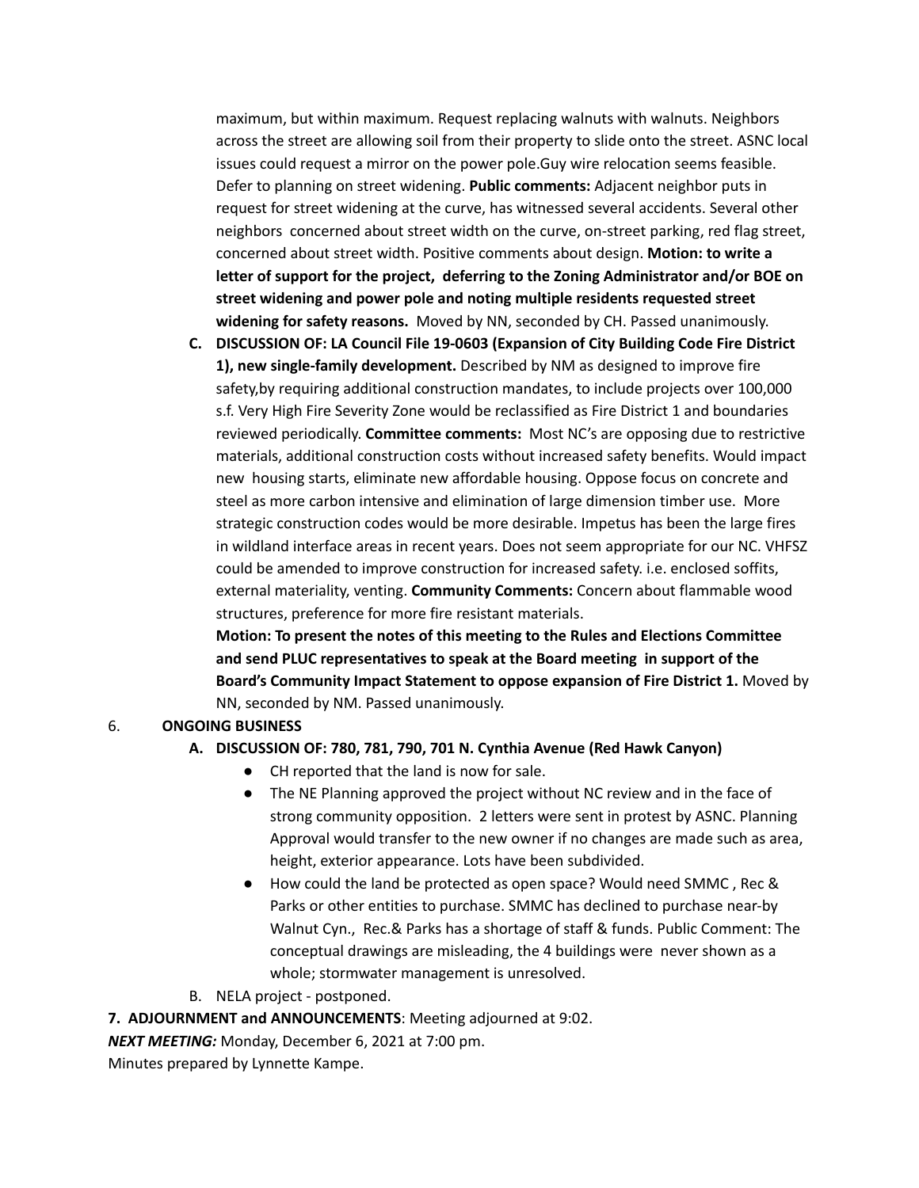maximum, but within maximum. Request replacing walnuts with walnuts. Neighbors across the street are allowing soil from their property to slide onto the street. ASNC local issues could request a mirror on the power pole.Guy wire relocation seems feasible. Defer to planning on street widening. **Public comments:** Adjacent neighbor puts in request for street widening at the curve, has witnessed several accidents. Several other neighbors concerned about street width on the curve, on-street parking, red flag street, concerned about street width. Positive comments about design. **Motion: to write a letter of support for the project, deferring to the Zoning Administrator and/or BOE on street widening and power pole and noting multiple residents requested street widening for safety reasons.** Moved by NN, seconded by CH. Passed unanimously.

**C. DISCUSSION OF: LA Council File 19-0603 (Expansion of City Building Code Fire District 1), new single-family development.** Described by NM as designed to improve fire safety,by requiring additional construction mandates, to include projects over 100,000 s.f. Very High Fire Severity Zone would be reclassified as Fire District 1 and boundaries reviewed periodically. **Committee comments:** Most NC's are opposing due to restrictive materials, additional construction costs without increased safety benefits. Would impact new housing starts, eliminate new affordable housing. Oppose focus on concrete and steel as more carbon intensive and elimination of large dimension timber use. More strategic construction codes would be more desirable. Impetus has been the large fires in wildland interface areas in recent years. Does not seem appropriate for our NC. VHFSZ could be amended to improve construction for increased safety. i.e. enclosed soffits, external materiality, venting. **Community Comments:** Concern about flammable wood structures, preference for more fire resistant materials.

**Motion: To present the notes of this meeting to the Rules and Elections Committee and send PLUC representatives to speak at the Board meeting in support of the Board's Community Impact Statement to oppose expansion of Fire District 1.** Moved by NN, seconded by NM. Passed unanimously.

6. **ONGOING BUSINESS**

**A. DISCUSSION OF: 780, 781, 790, 701 N. Cynthia Avenue (Red Hawk Canyon)**

- CH reported that the land is now for sale.
- The NE Planning approved the project without NC review and in the face of strong community opposition. 2 letters were sent in protest by ASNC. Planning Approval would transfer to the new owner if no changes are made such as area, height, exterior appearance. Lots have been subdivided.
- How could the land be protected as open space? Would need SMMC , Rec & Parks or other entities to purchase. SMMC has declined to purchase near-by Walnut Cyn., Rec.& Parks has a shortage of staff & funds. Public Comment: The conceptual drawings are misleading, the 4 buildings were never shown as a whole; stormwater management is unresolved.

B. NELA project - postponed.

**7. ADJOURNMENT and ANNOUNCEMENTS**: Meeting adjourned at 9:02.

***NEXT MEETING:*** Monday, December 6, 2021 at 7:00 pm.

Minutes prepared by Lynnette Kampe.